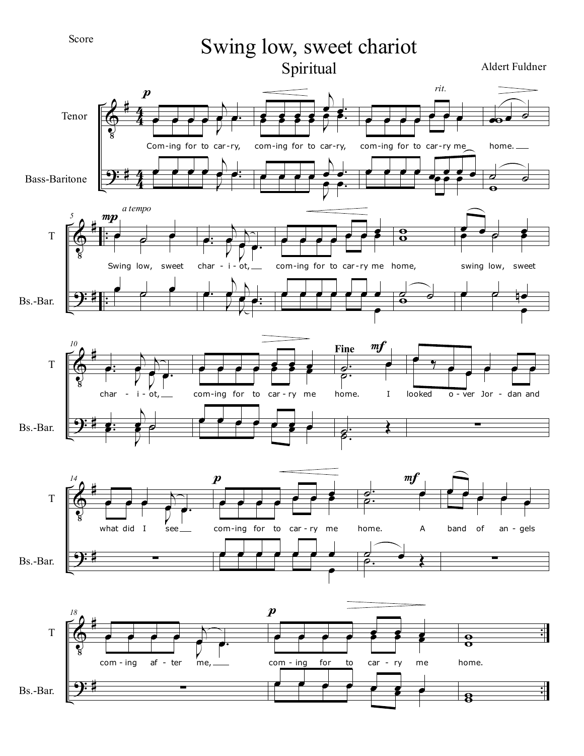Score

# Swing low, sweet chariot

## Spiritual

Aldert Fuldner